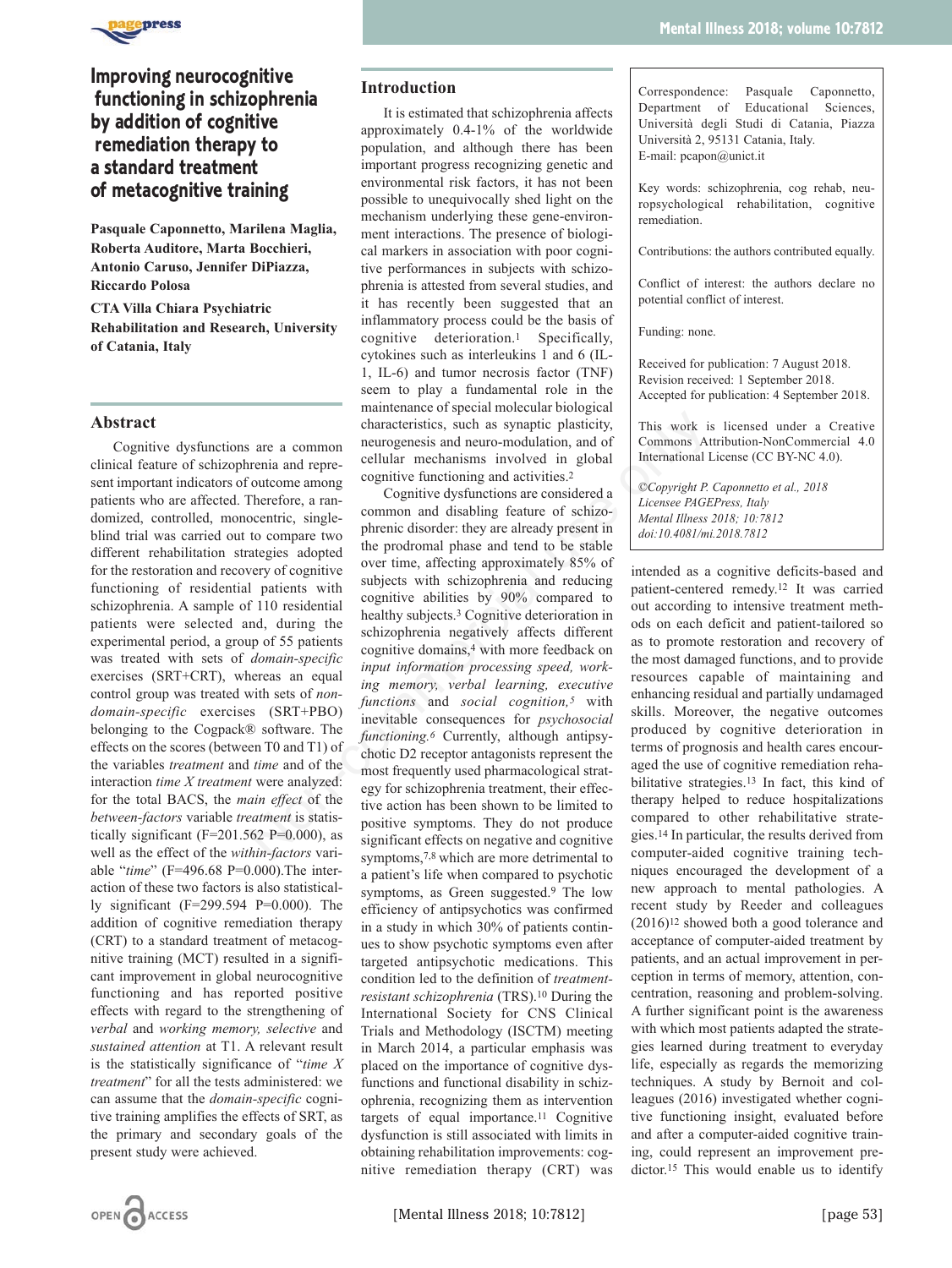# Improving neurocognitive functioning in schizophrenia by addition of cognitive remediation therapy to a standard treatment of metacognitive training

**Pasquale Caponnetto, Marilena Maglia, Roberta Auditore, Marta Bocchieri, Antonio Caruso, Jennifer DiPiazza, Riccardo Polosa**

**CTA Villa Chiara Psychiatric Rehabilitation and Research, University of Catania, Italy**

## Abstract

Cognitive dysfunctions are a common clinical feature of schizophrenia and represent important indicators of outcome among patients who are affected. Therefore, a randomized, controlled, monocentric, single-blind trial was carried out to compare two different rehabilitation strategies adopted for the restoration and recovery of cognitive functioning of residential patients with schizophrenia. A sample of 110 residential patients were selected and, during the experimental period, a group of 55 patients was treated with sets of *domain-specific* exercises (SRT+CRT), whereas an equal control group was treated with sets of *non-domain-specific* exercises (SRT+PBO) belonging to the Cogpack® software. The effects on the scores (between T0 and T1) of the variables *treatment* and *time* and of the interaction *time X treatment* were analyzed: for the total BACS, the *main effect* of the *between-factors* variable *treatment* is statistically significant (F=201.562 P=0.000), as well as the effect of the *within-factors* variable "*time*" (F=496.68 P=0.000).The interaction of these two factors is also statistically significant (F=299.594 P=0.000). The addition of cognitive remediation therapy (CRT) to a standard treatment of metacognitive training (MCT) resulted in a significant improvement in global neurocognitive functioning and has reported positive effects with regard to the strengthening of *verbal* and *working memory, selective* and *sustained attention* at T1. A relevant result is the statistically significance of "*time X treatment*" for all the tests administered: we can assume that the *domain-specific* cognitive training amplifies the effects of SRT, as the primary and secondary goals of the present study were achieved.

## Introduction

It is estimated that schizophrenia affects approximately 0.4-1% of the worldwide population, and although there has been important progress recognizing genetic and environmental risk factors, it has not been possible to unequivocally shed light on the mechanism underlying these gene-environment interactions. The presence of biological markers in association with poor cognitive performances in subjects with schizophrenia is attested from several studies, and it has recently been suggested that an inflammatory process could be the basis of cognitive deterioration.[1] Specifically, cytokines such as interleukins 1 and 6 (IL-1, IL-6) and tumor necrosis factor (TNF) seem to play a fundamental role in the maintenance of special molecular biological characteristics, such as synaptic plasticity, neurogenesis and neuro-modulation, and of cellular mechanisms involved in global cognitive functioning and activities.[2]

Cognitive dysfunctions are considered a common and disabling feature of schizophrenic disorder: they are already present in the prodromal phase and tend to be stable over time, affecting approximately 85% of subjects with schizophrenia and reducing cognitive abilities by 90% compared to healthy subjects.[3] Cognitive deterioration in schizophrenia negatively affects different cognitive domains,[4] with more feedback on *input information processing speed, working memory, verbal learning, executive functions* and *social cognition,*[5] with inevitable consequences for *psychosocial functioning.*[6] Currently, although antipsychotic D2 receptor antagonists represent the most frequently used pharmacological strategy for schizophrenia treatment, their effective action has been shown to be limited to positive symptoms. They do not produce significant effects on negative and cognitive symptoms,[7,8] which are more detrimental to a patient's life when compared to psychotic symptoms, as Green suggested.[9] The low efficiency of antipsychotics was confirmed in a study in which 30% of patients continues to show psychotic symptoms even after targeted antipsychotic medications. This condition led to the definition of *treatment-resistant schizophrenia* (TRS).[10] During the International Society for CNS Clinical Trials and Methodology (ISCTM) meeting in March 2014, a particular emphasis was placed on the importance of cognitive dysfunctions and functional disability in schizophrenia, recognizing them as intervention targets of equal importance.[11] Cognitive dysfunction is still associated with limits in obtaining rehabilitation improvements: cognitive remediation therapy (CRT) was intended as a cognitive deficits-based and patient-centered remedy.[12] It was carried out according to intensive treatment methods on each deficit and patient-tailored so as to promote restoration and recovery of the most damaged functions, and to provide resources capable of maintaining and enhancing residual and partially undamaged skills. Moreover, the negative outcomes produced by cognitive deterioration in terms of prognosis and health cares encouraged the use of cognitive remediation rehabilitative strategies.[13] In fact, this kind of therapy helped to reduce hospitalizations compared to other rehabilitative strategies.[14] In particular, the results derived from computer-aided cognitive training techniques encouraged the development of a new approach to mental pathologies. A recent study by Reeder and colleagues (2016)[12] showed both a good tolerance and acceptance of computer-aided treatment by patients, and an actual improvement in perception in terms of memory, attention, concentration, reasoning and problem-solving. A further significant point is the awareness with which most patients adapted the strategies learned during treatment to everyday life, especially as regards the memorizing techniques. A study by Bernoit and colleagues (2016) investigated whether cognitive functioning insight, evaluated before and after a computer-aided cognitive training, could represent an improvement predictor.[15] This would enable us to identify

Correspondence: Pasquale Caponnetto, Department of Educational Sciences, Università degli Studi di Catania, Piazza Università 2, 95131 Catania, Italy.
E-mail: pcapon@unict.it

Key words: schizophrenia, cog rehab, neuropsychological rehabilitation, cognitive remediation.

Contributions: the authors contributed equally.

Conflict of interest: the authors declare no potential conflict of interest.

Funding: none.

Received for publication: 7 August 2018.
Revision received: 1 September 2018.
Accepted for publication: 4 September 2018.

This work is licensed under a Creative Commons Attribution-NonCommercial 4.0 International License (CC BY-NC 4.0).

*©Copyright P. Caponnetto et al., 2018*
*Licensee PAGEPress, Italy*
*Mental Illness 2018; 10:7812*
*doi:10.4081/mi.2018.7812*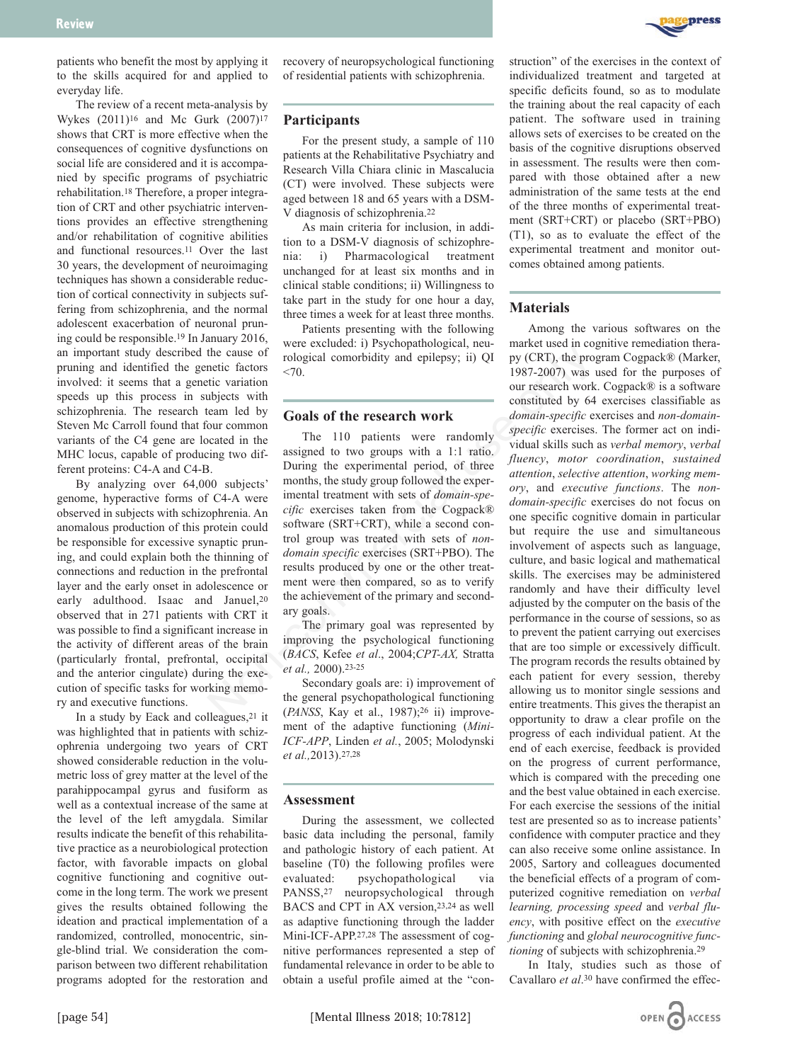patients who benefit the most by applying it to the skills acquired for and applied to everyday life.

The review of a recent meta-analysis by Wykes (2011)[16] and Mc Gurk (2007)[17] shows that CRT is more effective when the consequences of cognitive dysfunctions on social life are considered and it is accompanied by specific programs of psychiatric rehabilitation.[18] Therefore, a proper integration of CRT and other psychiatric interventions provides an effective strengthening and/or rehabilitation of cognitive abilities and functional resources.[11] Over the last 30 years, the development of neuroimaging techniques has shown a considerable reduction of cortical connectivity in subjects suffering from schizophrenia, and the normal adolescent exacerbation of neuronal pruning could be responsible.[19] In January 2016, an important study described the cause of pruning and identified the genetic factors involved: it seems that a genetic variation speeds up this process in subjects with schizophrenia. The research team led by Steven Mc Carroll found that four common variants of the C4 gene are located in the MHC locus, capable of producing two different proteins: C4-A and C4-B.

By analyzing over 64,000 subjects' genome, hyperactive forms of C4-A were observed in subjects with schizophrenia. An anomalous production of this protein could be responsible for excessive synaptic pruning, and could explain both the thinning of connections and reduction in the prefrontal layer and the early onset in adolescence or early adulthood. Isaac and Januel,[20] observed that in 271 patients with CRT it was possible to find a significant increase in the activity of different areas of the brain (particularly frontal, prefrontal, occipital and the anterior cingulate) during the execution of specific tasks for working memory and executive functions.

In a study by Eack and colleagues,[21] it was highlighted that in patients with schizophrenia undergoing two years of CRT showed considerable reduction in the volumetric loss of grey matter at the level of the parahippocampal gyrus and fusiform as well as a contextual increase of the same at the level of the left amygdala. Similar results indicate the benefit of this rehabilitative practice as a neurobiological protection factor, with favorable impacts on global cognitive functioning and cognitive outcome in the long term. The work we present gives the results obtained following the ideation and practical implementation of a randomized, controlled, monocentric, single-blind trial. We consideration the comparison between two different rehabilitation programs adopted for the restoration and recovery of neuropsychological functioning of residential patients with schizophrenia.

## Participants

For the present study, a sample of 110 patients at the Rehabilitative Psychiatry and Research Villa Chiara clinic in Mascalucia (CT) were involved. These subjects were aged between 18 and 65 years with a DSM-V diagnosis of schizophrenia.[22]

As main criteria for inclusion, in addition to a DSM-V diagnosis of schizophrenia: i) Pharmacological treatment unchanged for at least six months and in clinical stable conditions; ii) Willingness to take part in the study for one hour a day, three times a week for at least three months.

Patients presenting with the following were excluded: i) Psychopathological, neurological comorbidity and epilepsy; ii) QI <70.

## Goals of the research work

The 110 patients were randomly assigned to two groups with a 1:1 ratio. During the experimental period, of three months, the study group followed the experimental treatment with sets of *domain-specific* exercises taken from the Cogpack® software (SRT+CRT), while a second control group was treated with sets of *non-domain specific* exercises (SRT+PBO). The results produced by one or the other treatment were then compared, so as to verify the achievement of the primary and secondary goals.

The primary goal was represented by improving the psychological functioning (*BACS*, Kefee *et al*., 2004;*CPT-AX,* Stratta *et al.,* 2000).[23-25]

Secondary goals are: i) improvement of the general psychopathological functioning (*PANSS*, Kay et al., 1987);[26] ii) improvement of the adaptive functioning (*Mini-ICF-APP*, Linden *et al.*, 2005; Molodynski *et al.,*2013).[27,28]

## Assessment

During the assessment, we collected basic data including the personal, family and pathologic history of each patient. At baseline (T0) the following profiles were evaluated: psychopathological via PANSS,[27] neuropsychological through BACS and CPT in AX version,[23,24] as well as adaptive functioning through the ladder Mini-ICF-APP.[27,28] The assessment of cognitive performances represented a step of fundamental relevance in order to be able to obtain a useful profile aimed at the "construction" of the exercises in the context of individualized treatment and targeted at specific deficits found, so as to modulate the training about the real capacity of each patient. The software used in training allows sets of exercises to be created on the basis of the cognitive disruptions observed in assessment. The results were then compared with those obtained after a new administration of the same tests at the end of the three months of experimental treatment (SRT+CRT) or placebo (SRT+PBO) (T1), so as to evaluate the effect of the experimental treatment and monitor outcomes obtained among patients.

## Materials

Among the various softwares on the market used in cognitive remediation therapy (CRT), the program Cogpack® (Marker, 1987-2007) was used for the purposes of our research work. Cogpack® is a software constituted by 64 exercises classifiable as *domain-specific* exercises and *non-domain-specific* exercises. The former act on individual skills such as *verbal memory*, *verbal fluency*, *motor coordination*, *sustained attention*, *selective attention*, *working memory*, and *executive functions*. The *non-domain-specific* exercises do not focus on one specific cognitive domain in particular but require the use and simultaneous involvement of aspects such as language, culture, and basic logical and mathematical skills. The exercises may be administered randomly and have their difficulty level adjusted by the computer on the basis of the performance in the course of sessions, so as to prevent the patient carrying out exercises that are too simple or excessively difficult. The program records the results obtained by each patient for every session, thereby allowing us to monitor single sessions and entire treatments. This gives the therapist an opportunity to draw a clear profile on the progress of each individual patient. At the end of each exercise, feedback is provided on the progress of current performance, which is compared with the preceding one and the best value obtained in each exercise. For each exercise the sessions of the initial test are presented so as to increase patients' confidence with computer practice and they can also receive some online assistance. In 2005, Sartory and colleagues documented the beneficial effects of a program of computerized cognitive remediation on *verbal learning, processing speed* and *verbal fluency*, with positive effect on the *executive functioning* and *global neurocognitive functioning* of subjects with schizophrenia.[29]

In Italy, studies such as those of Cavallaro *et al*.[30] have confirmed the effec-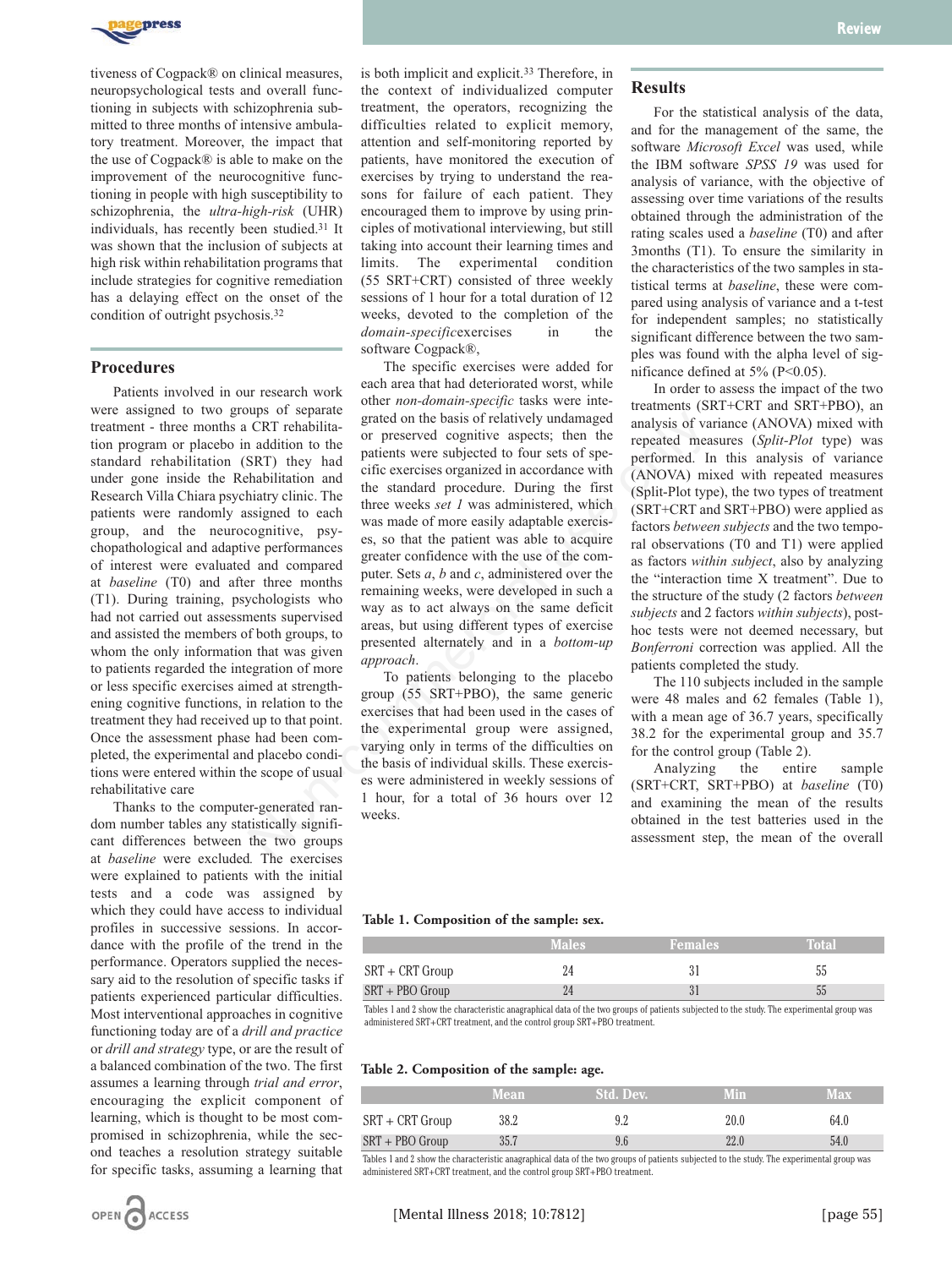tiveness of Cogpack® on clinical measures, neuropsychological tests and overall functioning in subjects with schizophrenia submitted to three months of intensive ambulatory treatment. Moreover, the impact that the use of Cogpack® is able to make on the improvement of the neurocognitive functioning in people with high susceptibility to schizophrenia, the *ultra-high-risk* (UHR) individuals, has recently been studied.[31] It was shown that the inclusion of subjects at high risk within rehabilitation programs that include strategies for cognitive remediation has a delaying effect on the onset of the condition of outright psychosis.[32]

## Procedures

Patients involved in our research work were assigned to two groups of separate treatment - three months a CRT rehabilitation program or placebo in addition to the standard rehabilitation (SRT) they had under gone inside the Rehabilitation and Research Villa Chiara psychiatry clinic. The patients were randomly assigned to each group, and the neurocognitive, psychopathological and adaptive performances of interest were evaluated and compared at *baseline* (T0) and after three months (T1). During training, psychologists who had not carried out assessments supervised and assisted the members of both groups, to whom the only information that was given to patients regarded the integration of more or less specific exercises aimed at strengthening cognitive functions, in relation to the treatment they had received up to that point. Once the assessment phase had been completed, the experimental and placebo conditions were entered within the scope of usual rehabilitative care

Thanks to the computer-generated random number tables any statistically significant differences between the two groups at *baseline* were excluded*.* The exercises were explained to patients with the initial tests and a code was assigned by which they could have access to individual profiles in successive sessions. In accordance with the profile of the trend in the performance. Operators supplied the necessary aid to the resolution of specific tasks if patients experienced particular difficulties. Most interventional approaches in cognitive functioning today are of a *drill and practice* or *drill and strategy* type, or are the result of a balanced combination of the two. The first assumes a learning through *trial and error*, encouraging the explicit component of learning, which is thought to be most compromised in schizophrenia, while the second teaches a resolution strategy suitable for specific tasks, assuming a learning that is both implicit and explicit.[33] Therefore, in the context of individualized computer treatment, the operators, recognizing the difficulties related to explicit memory, attention and self-monitoring reported by patients, have monitored the execution of exercises by trying to understand the reasons for failure of each patient. They encouraged them to improve by using principles of motivational interviewing, but still taking into account their learning times and limits. The experimental condition (55 SRT+CRT) consisted of three weekly sessions of 1 hour for a total duration of 12 weeks, devoted to the completion of the *domain-specific*exercises in the software Cogpack®,

The specific exercises were added for each area that had deteriorated worst, while other *non-domain-specific* tasks were integrated on the basis of relatively undamaged or preserved cognitive aspects; then the patients were subjected to four sets of specific exercises organized in accordance with the standard procedure. During the first three weeks *set 1* was administered, which was made of more easily adaptable exercises, so that the patient was able to acquire greater confidence with the use of the computer. Sets *a*, *b* and *c*, administered over the remaining weeks, were developed in such a way as to act always on the same deficit areas, but using different types of exercise presented alternately and in a *bottom-up approach*.

To patients belonging to the placebo group (55 SRT+PBO), the same generic exercises that had been used in the cases of the experimental group were assigned, varying only in terms of the difficulties on the basis of individual skills. These exercises were administered in weekly sessions of 1 hour, for a total of 36 hours over 12 weeks.

## Results

For the statistical analysis of the data, and for the management of the same, the software *Microsoft Excel* was used, while the IBM software *SPSS 19* was used for analysis of variance, with the objective of assessing over time variations of the results obtained through the administration of the rating scales used a *baseline* (T0) and after 3months (T1). To ensure the similarity in the characteristics of the two samples in statistical terms at *baseline*, these were compared using analysis of variance and a t-test for independent samples; no statistically significant difference between the two samples was found with the alpha level of significance defined at 5% ($P<0.05$).

In order to assess the impact of the two treatments (SRT+CRT and SRT+PBO), an analysis of variance (ANOVA) mixed with repeated measures (*Split-Plot* type) was performed. In this analysis of variance (ANOVA) mixed with repeated measures (Split-Plot type), the two types of treatment (SRT+CRT and SRT+PBO) were applied as factors *between subjects* and the two temporal observations (T0 and T1) were applied as factors *within subject*, also by analyzing the "interaction time X treatment". Due to the structure of the study (2 factors *between subjects* and 2 factors *within subjects*), post-hoc tests were not deemed necessary, but *Bonferroni* correction was applied. All the patients completed the study.

The 110 subjects included in the sample were 48 males and 62 females (Table 1), with a mean age of 36.7 years, specifically 38.2 for the experimental group and 35.7 for the control group (Table 2).

Analyzing the entire sample (SRT+CRT, SRT+PBO) at *baseline* (T0) and examining the mean of the results obtained in the test batteries used in the assessment step, the mean of the overall

**Table 1. Composition of the sample: sex.**

| | Males | Females | Total |
|---|---|---|---|
| SRT + CRT Group | 24 | 31 | 55 |
| SRT + PBO Group | 24 | 31 | 55 |

Tables 1 and 2 show the characteristic anagraphical data of the two groups of patients subjected to the study. The experimental group was administered SRT+CRT treatment, and the control group SRT+PBO treatment.

**Table 2. Composition of the sample: age.**

| | Mean | Std. Dev. | Min | Max |
|---|---|---|---|---|
| SRT + CRT Group | 38.2 | 9.2 | 20.0 | 64.0 |
| SRT + PBO Group | 35.7 | 9.6 | 22.0 | 54.0 |

Tables 1 and 2 show the characteristic anagraphical data of the two groups of patients subjected to the study. The experimental group was administered SRT+CRT treatment, and the control group SRT+PBO treatment.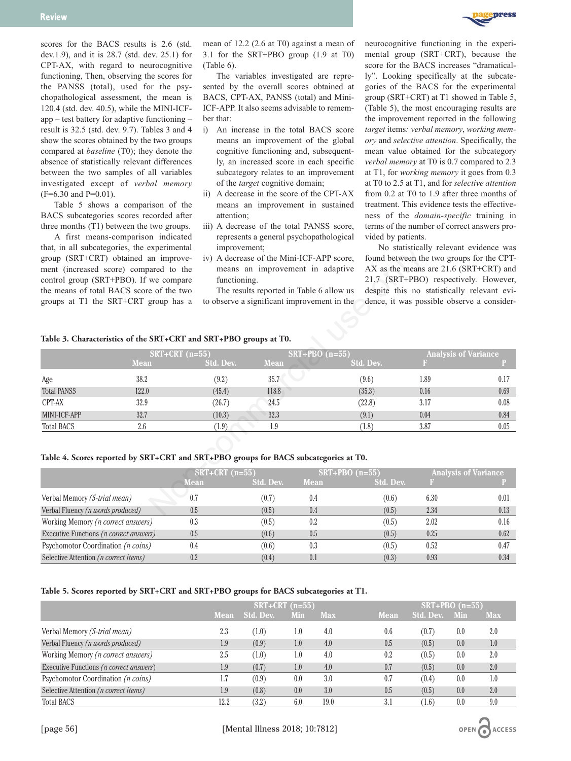scores for the BACS results is 2.6 (std. dev.1.9), and it is 28.7 (std. dev. 25.1) for CPT-AX, with regard to neurocognitive functioning, Then, observing the scores for the PANSS (total), used for the psychopathological assessment, the mean is 120.4 (std. dev. 40.5), while the MINI-ICF-app – test battery for adaptive functioning – result is 32.5 (std. dev. 9.7). Tables 3 and 4 show the scores obtained by the two groups compared at *baseline* (T0); they denote the absence of statistically relevant differences between the two samples of all variables investigated except of *verbal memory* (F=6.30 and P=0.01).

Table 5 shows a comparison of the BACS subcategories scores recorded after three months (T1) between the two groups.

A first means-comparison indicated that, in all subcategories, the experimental group (SRT+CRT) obtained an improvement (increased score) compared to the control group (SRT+PBO). If we compare the means of total BACS score of the two groups at T1 the SRT+CRT group has a mean of 12.2 (2.6 at T0) against a mean of 3.1 for the SRT+PBO group (1.9 at T0) (Table 6).

The variables investigated are represented by the overall scores obtained at BACS, CPT-AX, PANSS (total) and Mini-ICF-APP. It also seems advisable to remember that:

i) An increase in the total BACS score means an improvement of the global cognitive functioning and, subsequently, an increased score in each specific subcategory relates to an improvement of the *target* cognitive domain;
ii) A decrease in the score of the CPT-AX means an improvement in sustained attention;
iii) A decrease of the total PANSS score, represents a general psychopathological improvement;
iv) A decrease of the Mini-ICF-APP score, means an improvement in adaptive functioning.

The results reported in Table 6 allow us to observe a significant improvement in the neurocognitive functioning in the experimental group (SRT+CRT), because the score for the BACS increases "dramatically". Looking specifically at the subcategories of the BACS for the experimental group (SRT+CRT) at T1 showed in Table 5, (Table 5), the most encouraging results are the improvement reported in the following *target* items*: verbal memory*, *working memory* and *selective attention*. Specifically, the mean value obtained for the subcategory *verbal memory* at T0 is 0.7 compared to 2.3 at T1, for *working memory* it goes from 0.3 at T0 to 2.5 at T1, and for *selective attention* from 0.2 at T0 to 1.9 after three months of treatment. This evidence tests the effectiveness of the *domain-specific* training in terms of the number of correct answers provided by patients.

No statistically relevant evidence was found between the two groups for the CPT-AX as the means are 21.6 (SRT+CRT) and 21.7 (SRT+PBO) respectively. However, despite this no statistically relevant evidence, it was possible observe a consider-

**Table 3. Characteristics of the SRT+CRT and SRT+PBO groups at T0.**

| | SRT+CRT (n=55) | | SRT+PBO (n=55) | | Analysis of Variance | |
|---|---|---|---|---|---|---|
| | Mean | Std. Dev. | Mean | Std. Dev. | F | P |
| Age | 38.2 | (9.2) | 35.7 | (9.6) | 1.89 | 0.17 |
| Total PANSS | 122.0 | (45.4) | 118.8 | (35.3) | 0.16 | 0.69 |
| CPT-AX | 32.9 | (26.7) | 24.5 | (22.8) | 3.17 | 0.08 |
| MINI-ICF-APP | 32.7 | (10.3) | 32.3 | (9.1) | 0.04 | 0.84 |
| Total BACS | 2.6 | (1.9) | 1.9 | (1.8) | 3.87 | 0.05 |

**Table 4. Scores reported by SRT+CRT and SRT+PBO groups for BACS subcategories at T0.**

| | SRT+CRT (n=55) | | SRT+PBO (n=55) | | Analysis of Variance | |
|---|---|---|---|---|---|---|
| | Mean | Std. Dev. | Mean | Std. Dev. | F | P |
| Verbal Memory *(5-trial mean)* | 0.7 | (0.7) | 0.4 | (0.6) | 6.30 | 0.01 |
| Verbal Fluency *(n words produced)* | 0.5 | (0.5) | 0.4 | (0.5) | 2.34 | 0.13 |
| Working Memory *(n correct answers)* | 0.3 | (0.5) | 0.2 | (0.5) | 2.02 | 0.16 |
| Executive Functions *(n correct answers)* | 0.5 | (0.6) | 0.5 | (0.5) | 0.25 | 0.62 |
| Psychomotor Coordination *(n coins)* | 0.4 | (0.6) | 0.3 | (0.5) | 0.52 | 0.47 |
| Selective Attention *(n correct items)* | 0.2 | (0.4) | 0.1 | (0.3) | 0.93 | 0.34 |

**Table 5. Scores reported by SRT+CRT and SRT+PBO groups for BACS subcategories at T1.**

| | SRT+CRT (n=55) | | | | SRT+PBO (n=55) | | | |
|---|---|---|---|---|---|---|---|---|
| | Mean | Std. Dev. | Min | Max | Mean | Std. Dev. | Min | Max |
| Verbal Memory *(5-trial mean)* | 2.3 | (1.0) | 1.0 | 4.0 | 0.6 | (0.7) | 0.0 | 2.0 |
| Verbal Fluency *(n words produced)* | 1.9 | (0.9) | 1.0 | 4.0 | 0.5 | (0.5) | 0.0 | 1.0 |
| Working Memory *(n correct answers)* | 2.5 | (1.0) | 1.0 | 4.0 | 0.2 | (0.5) | 0.0 | 2.0 |
| Executive Functions *(n correct answers)* | 1.9 | (0.7) | 1.0 | 4.0 | 0.7 | (0.5) | 0.0 | 2.0 |
| Psychomotor Coordination *(n coins)* | 1.7 | (0.9) | 0.0 | 3.0 | 0.7 | (0.4) | 0.0 | 1.0 |
| Selective Attention *(n correct items)* | 1.9 | (0.8) | 0.0 | 3.0 | 0.5 | (0.5) | 0.0 | 2.0 |
| Total BACS | 12.2 | (3.2) | 6.0 | 19.0 | 3.1 | (1.6) | 0.0 | 9.0 |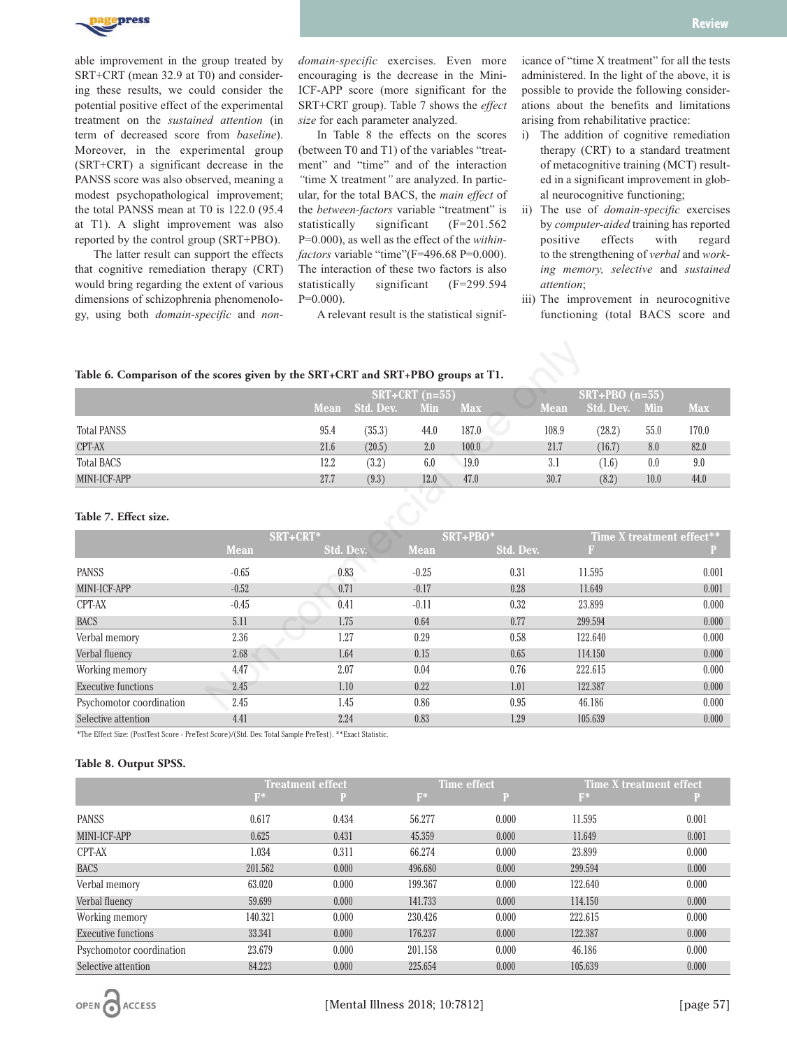able improvement in the group treated by SRT+CRT (mean 32.9 at T0) and considering these results, we could consider the potential positive effect of the experimental treatment on the *sustained attention* (in term of decreased score from *baseline*). Moreover, in the experimental group (SRT+CRT) a significant decrease in the PANSS score was also observed, meaning a modest psychopathological improvement; the total PANSS mean at T0 is 122.0 (95.4 at T1). A slight improvement was also reported by the control group (SRT+PBO).

The latter result can support the effects that cognitive remediation therapy (CRT) would bring regarding the extent of various dimensions of schizophrenia phenomenology, using both *domain-specific* and *non-domain-specific* exercises. Even more encouraging is the decrease in the Mini-ICF-APP score (more significant for the SRT+CRT group). Table 7 shows the *effect size* for each parameter analyzed.

In Table 8 the effects on the scores (between T0 and T1) of the variables "treatment" and "time" and of the interaction *"*time X treatment*"* are analyzed. In particular, for the total BACS, the *main effect* of the *between-factors* variable "treatment" is statistically significant (F=201.562 P=0.000), as well as the effect of the *within-factors* variable "time"(F=496.68 P=0.000). The interaction of these two factors is also statistically significant (F=299.594 P=0.000).

A relevant result is the statistical significance of "time X treatment" for all the tests administered. In the light of the above, it is possible to provide the following considerations about the benefits and limitations arising from rehabilitative practice:

i) The addition of cognitive remediation therapy (CRT) to a standard treatment of metacognitive training (MCT) resulted in a significant improvement in global neurocognitive functioning;
ii) The use of *domain-specific* exercises by *computer-aided* training has reported positive effects with regard to the strengthening of *verbal* and *working memory, selective* and *sustained attention*;
iii) The improvement in neurocognitive functioning (total BACS score and

**Table 6. Comparison of the scores given by the SRT+CRT and SRT+PBO groups at T1.**

| | SRT+CRT (n=55) | | | | SRT+PBO (n=55) | | | |
|---|---|---|---|---|---|---|---|---|
| | Mean | Std. Dev. | Min | Max | Mean | Std. Dev. | Min | Max |
| Total PANSS | 95.4 | (35.3) | 44.0 | 187.0 | 108.9 | (28.2) | 55.0 | 170.0 |
| CPT-AX | 21.6 | (20.5) | 2.0 | 100.0 | 21.7 | (16.7) | 8.0 | 82.0 |
| Total BACS | 12.2 | (3.2) | 6.0 | 19.0 | 3.1 | (1.6) | 0.0 | 9.0 |
| MINI-ICF-APP | 27.7 | (9.3) | 12.0 | 47.0 | 30.7 | (8.2) | 10.0 | 44.0 |

**Table 7. Effect size.**

| | SRT+CRT* | | SRT+PBO* | | Time X treatment effect** | |
|---|---|---|---|---|---|---|
| | Mean | Std. Dev. | Mean | Std. Dev. | F | P |
| PANSS | -0.65 | 0.83 | -0.25 | 0.31 | 11.595 | 0.001 |
| MINI-ICF-APP | -0.52 | 0.71 | -0.17 | 0.28 | 11.649 | 0.001 |
| CPT-AX | -0.45 | 0.41 | -0.11 | 0.32 | 23.899 | 0.000 |
| BACS | 5.11 | 1.75 | 0.64 | 0.77 | 299.594 | 0.000 |
| Verbal memory | 2.36 | 1.27 | 0.29 | 0.58 | 122.640 | 0.000 |
| Verbal fluency | 2.68 | 1.64 | 0.15 | 0.65 | 114.150 | 0.000 |
| Working memory | 4.47 | 2.07 | 0.04 | 0.76 | 222.615 | 0.000 |
| Executive functions | 2.45 | 1.10 | 0.22 | 1.01 | 122.387 | 0.000 |
| Psychomotor coordination | 2.45 | 1.45 | 0.86 | 0.95 | 46.186 | 0.000 |
| Selective attention | 4.41 | 2.24 | 0.83 | 1.29 | 105.639 | 0.000 |

*The Effect Size: (PostTest Score - PreTest Score)/(Std. Dev. Total Sample PreTest). **Exact Statistic.

**Table 8. Output SPSS.**

| | Treatment effect | | Time effect | | Time X treatment effect | |
|---|---|---|---|---|---|---|
| | F* | P | F* | P | F* | P |
| PANSS | 0.617 | 0.434 | 56.277 | 0.000 | 11.595 | 0.001 |
| MINI-ICF-APP | 0.625 | 0.431 | 45.359 | 0.000 | 11.649 | 0.001 |
| CPT-AX | 1.034 | 0.311 | 66.274 | 0.000 | 23.899 | 0.000 |
| BACS | 201.562 | 0.000 | 496.680 | 0.000 | 299.594 | 0.000 |
| Verbal memory | 63.020 | 0.000 | 199.367 | 0.000 | 122.640 | 0.000 |
| Verbal fluency | 59.699 | 0.000 | 141.733 | 0.000 | 114.150 | 0.000 |
| Working memory | 140.321 | 0.000 | 230.426 | 0.000 | 222.615 | 0.000 |
| Executive functions | 33.341 | 0.000 | 176.237 | 0.000 | 122.387 | 0.000 |
| Psychomotor coordination | 23.679 | 0.000 | 201.158 | 0.000 | 46.186 | 0.000 |
| Selective attention | 84.223 | 0.000 | 225.654 | 0.000 | 105.639 | 0.000 |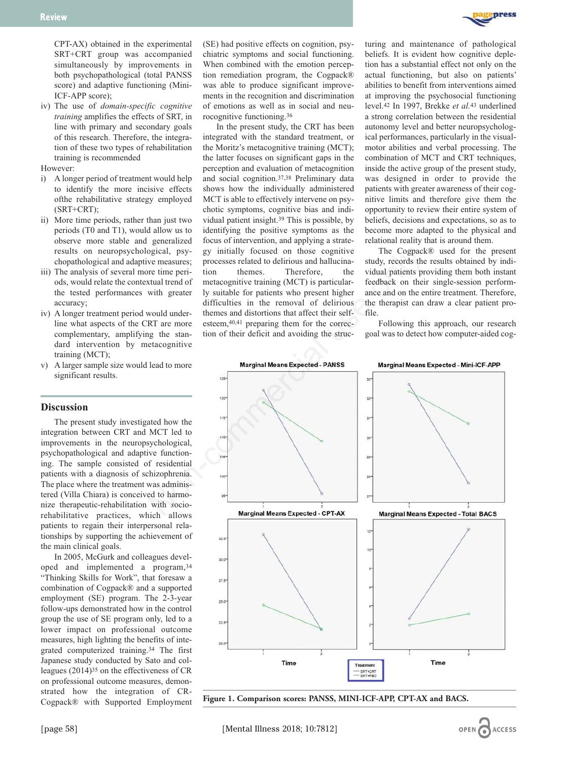CPT-AX) obtained in the experimental SRT+CRT group was accompanied simultaneously by improvements in both psychopathological (total PANSS score) and adaptive functioning (Mini-ICF-APP score);

iv) The use of *domain-specific cognitive training* amplifies the effects of SRT, in line with primary and secondary goals of this research. Therefore, the integration of these two types of rehabilitation training is recommended

However:

i) A longer period of treatment would help to identify the more incisive effects ofthe rehabilitative strategy employed (SRT+CRT);
ii) More time periods, rather than just two periods (T0 and T1), would allow us to observe more stable and generalized results on neuropsychological, psychopathological and adaptive measures;
iii) The analysis of several more time periods, would relate the contextual trend of the tested performances with greater accuracy;
iv) A longer treatment period would underline what aspects of the CRT are more complementary, amplifying the standard intervention by metacognitive training (MCT);
v) A larger sample size would lead to more significant results.

## Discussion

The present study investigated how the integration between CRT and MCT led to improvements in the neuropsychological, psychopathological and adaptive functioning. The sample consisted of residential patients with a diagnosis of schizophrenia. The place where the treatment was administered (Villa Chiara) is conceived to harmonize therapeutic-rehabilitation with socio-rehabilitative practices, which allows patients to regain their interpersonal relationships by supporting the achievement of the main clinical goals.

In 2005, McGurk and colleagues developed and implemented a program,[34] "Thinking Skills for Work", that foresaw a combination of Cogpack® and a supported employment (SE) program. The 2-3-year follow-ups demonstrated how in the control group the use of SE program only, led to a lower impact on professional outcome measures, high lighting the benefits of integrated computerized training.[34] The first Japanese study conducted by Sato and colleagues (2014)[35] on the effectiveness of CR on professional outcome measures, demonstrated how the integration of CR-Cogpack® with Supported Employment (SE) had positive effects on cognition, psychiatric symptoms and social functioning. When combined with the emotion perception remediation program, the Cogpack® was able to produce significant improvements in the recognition and discrimination of emotions as well as in social and neurocognitive functioning.[36]

In the present study, the CRT has been integrated with the standard treatment, or the Moritz's metacognitive training (MCT); the latter focuses on significant gaps in the perception and evaluation of metacognition and social cognition.[37,38] Preliminary data shows how the individually administered MCT is able to effectively intervene on psychotic symptoms, cognitive bias and individual patient insight.[39] This is possible, by identifying the positive symptoms as the focus of intervention, and applying a strategy initially focused on those cognitive processes related to delirious and hallucination themes. Therefore, the metacognitive training (MCT) is particularly suitable for patients who present higher difficulties in the removal of delirious themes and distortions that affect their self-esteem,[40,41] preparing them for the correction of their deficit and avoiding the structuring and maintenance of pathological beliefs. It is evident how cognitive depletion has a substantial effect not only on the actual functioning, but also on patients' abilities to benefit from interventions aimed at improving the psychosocial functioning level.[42] In 1997, Brekke *et al.*[43] underlined a strong correlation between the residential autonomy level and better neuropsychological performances, particularly in the visual-motor abilities and verbal processing. The combination of MCT and CRT techniques, inside the active group of the present study, was designed in order to provide the patients with greater awareness of their cognitive limits and therefore give them the opportunity to review their entire system of beliefs, decisions and expectations, so as to become more adapted to the physical and relational reality that is around them.

The Cogpack® used for the present study, records the results obtained by individual patients providing them both instant feedback on their single-session performance and on the entire treatment. Therefore, the therapist can draw a clear patient profile.

Following this approach, our research goal was to detect how computer-aided cog-

**Figure 1. Comparison scores: PANSS, MINI-ICF-APP, CPT-AX and BACS.**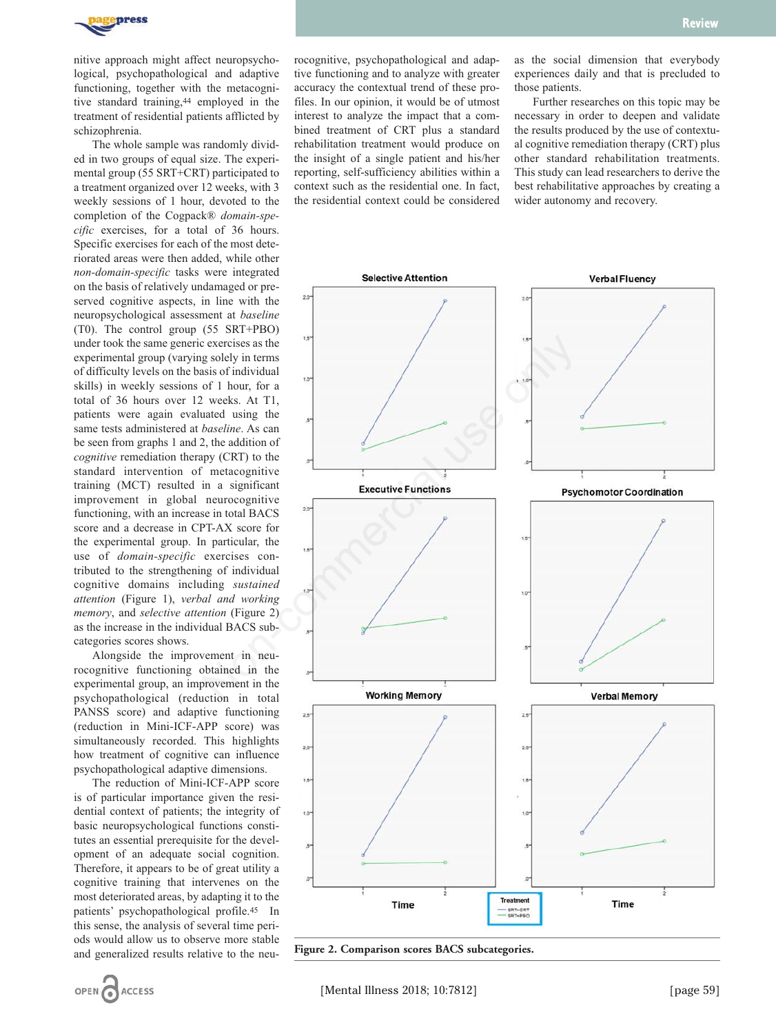nitive approach might affect neuropsychological, psychopathological and adaptive functioning, together with the metacognitive standard training,[44] employed in the treatment of residential patients afflicted by schizophrenia.

The whole sample was randomly divided in two groups of equal size. The experimental group (55 SRT+CRT) participated to a treatment organized over 12 weeks, with 3 weekly sessions of 1 hour, devoted to the completion of the Cogpack® *domain-specific* exercises, for a total of 36 hours. Specific exercises for each of the most deteriorated areas were then added, while other *non-domain-specific* tasks were integrated on the basis of relatively undamaged or preserved cognitive aspects, in line with the neuropsychological assessment at *baseline* (T0). The control group (55 SRT+PBO) under took the same generic exercises as the experimental group (varying solely in terms of difficulty levels on the basis of individual skills) in weekly sessions of 1 hour, for a total of 36 hours over 12 weeks. At T1, patients were again evaluated using the same tests administered at *baseline*. As can be seen from graphs 1 and 2, the addition of *cognitive* remediation therapy (CRT) to the standard intervention of metacognitive training (MCT) resulted in a significant improvement in global neurocognitive functioning, with an increase in total BACS score and a decrease in CPT-AX score for the experimental group. In particular, the use of *domain-specific* exercises contributed to the strengthening of individual cognitive domains including *sustained attention* (Figure 1), *verbal and working memory*, and *selective attention* (Figure 2) as the increase in the individual BACS subcategories scores shows.

Alongside the improvement in neurocognitive functioning obtained in the experimental group, an improvement in the psychopathological (reduction in total PANSS score) and adaptive functioning (reduction in Mini-ICF-APP score) was simultaneously recorded. This highlights how treatment of cognitive can influence psychopathological adaptive dimensions.

The reduction of Mini-ICF-APP score is of particular importance given the residential context of patients; the integrity of basic neuropsychological functions constitutes an essential prerequisite for the development of an adequate social cognition. Therefore, it appears to be of great utility a cognitive training that intervenes on the most deteriorated areas, by adapting it to the patients' psychopathological profile.[45] In this sense, the analysis of several time periods would allow us to observe more stable and generalized results relative to the neurocognitive, psychopathological and adaptive functioning and to analyze with greater accuracy the contextual trend of these profiles. In our opinion, it would be of utmost interest to analyze the impact that a combined treatment of CRT plus a standard rehabilitation treatment would produce on the insight of a single patient and his/her reporting, self-sufficiency abilities within a context such as the residential one. In fact, the residential context could be considered as the social dimension that everybody experiences daily and that is precluded to those patients.

Further researches on this topic may be necessary in order to deepen and validate the results produced by the use of contextual cognitive remediation therapy (CRT) plus other standard rehabilitation treatments. This study can lead researchers to derive the best rehabilitative approaches by creating a wider autonomy and recovery.

**Figure 2. Comparison scores BACS subcategories.**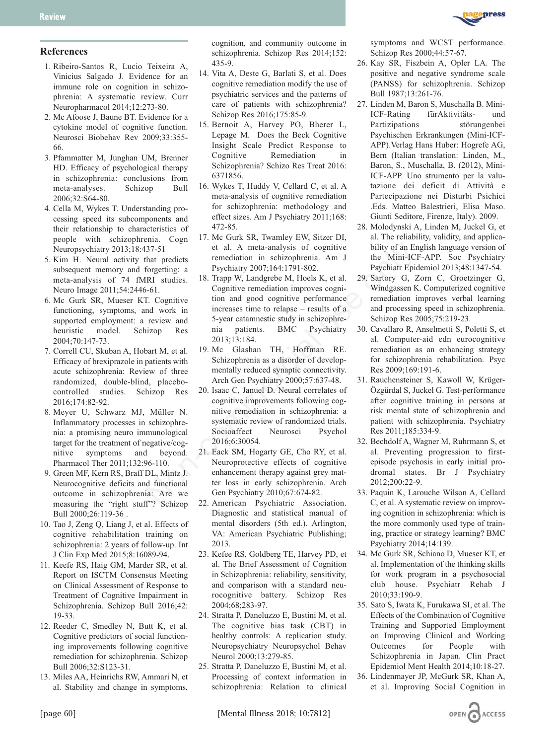## References

1. Ribeiro-Santos R, Lucio Teixeira A, Vinicius Salgado J. Evidence for an immune role on cognition in schizophrenia: A systematic review. Curr Neuropharmacol 2014;12:273-80.
2. Mc Afoose J, Baune BT. Evidence for a cytokine model of cognitive function. Neurosci Biobehav Rev 2009;33:355-66.
3. Pfammatter M, Junghan UM, Brenner HD. Efficacy of psychological therapy in schizophrenia: conclusions from meta-analyses. Schizop Bull 2006;32:S64-80.
4. Cella M, Wykes T. Understanding processing speed its subcomponents and their relationship to characteristics of people with schizophrenia. Cogn Neuropsychiatry 2013;18:437-51
5. Kim H. Neural activity that predicts subsequent memory and forgetting: a meta-analysis of 74 fMRI studies. Neuro Image 2011;54:2446-61.
6. Mc Gurk SR, Mueser KT. Cognitive functioning, symptoms, and work in supported employment: a review and heuristic model. Schizop Res 2004;70:147-73.
7. Correll CU, Skuban A, Hobart M, et al. Efficacy of brexiprazole in patients with acute schizophrenia: Review of three randomized, double-blind, placebo-controlled studies. Schizop Res 2016;174:82-92.
8. Meyer U, Schwarz MJ, Müller N. Inflammatory processes in schizophrenia: a promising neuro immunological target for the treatment of negative/cognitive symptoms and beyond. Pharmacol Ther 2011;132:96-110.
9. Green MF, Kern RS, Braff DL, Mintz J. Neurocognitive deficits and functional outcome in schizophrenia: Are we measuring the "right stuff"? Schizop Bull 2000;26:119-36 .
10. Tao J, Zeng Q, Liang J, et al. Effects of cognitive rehabilitation training on schizophrenia: 2 years of follow-up. Int J Clin Exp Med 2015;8:16089-94.
11. Keefe RS, Haig GM, Marder SR, et al. Report on ISCTM Consensus Meeting on Clinical Assessment of Response to Treatment of Cognitive Impairment in Schizophrenia. Schizop Bull 2016;42: 19-33.
12. Reeder C, Smedley N, Butt K, et al. Cognitive predictors of social functioning improvements following cognitive remediation for schizophrenia. Schizop Bull 2006;32:S123-31.
13. Miles AA, Heinrichs RW, Ammari N, et al. Stability and change in symptoms, cognition, and community outcome in schizophrenia. Schizop Res 2014;152: 435-9.
14. Vita A, Deste G, Barlati S, et al. Does cognitive remediation modify the use of psychiatric services and the patterns of care of patients with schizophrenia? Schizop Res 2016;175:85-9.
15. Bernoit A, Harvey PO, Bherer L, Lepage M. Does the Beck Cognitive Insight Scale Predict Response to Cognitive Remediation in Schizophrenia? Schizo Res Treat 2016: 6371856.
16. Wykes T, Huddy V, Cellard C, et al. A meta-analysis of cognitive remediation for schizophrenia: methodology and effect sizes. Am J Psychiatry 2011;168: 472-85.
17. Mc Gurk SR, Twamley EW, Sitzer DI, et al. A meta-analysis of cognitive remediation in schizophrenia. Am J Psychiatry 2007;164:1791-802.
18. Trapp W, Landgrebe M, Hoels K, et al. Cognitive remediation improves cognition and good cognitive performance increases time to relapse – results of a 5-year catamnestic study in schizophrenia patients. BMC Psychiatry 2013;13:184.
19. Mc Glashan TH, Hoffman RE. Schizophrenia as a disorder of developmentally reduced synaptic connectivity. Arch Gen Psychiatry 2000;57:637-48.
20. Isaac C, Januel D. Neural correlates of cognitive improvements following cognitive remediation in schizophrenia: a systematic review of randomized trials. Socioaffect Neurosci Psychol 2016;6:30054.
21. Eack SM, Hogarty GE, Cho RY, et al. Neuroprotective effects of cognitive enhancement therapy against grey matter loss in early schizophrenia. Arch Gen Psychiatry 2010;67:674-82.
22. American Psychiatric Association. Diagnostic and statistical manual of mental disorders (5th ed.). Arlington, VA: American Psychiatric Publishing; 2013.
23. Kefee RS, Goldberg TE, Harvey PD, et al. The Brief Assessment of Cognition in Schizophrenia: reliability, sensitivity, and comparison with a standard neurocognitive battery. Schizop Res 2004;68;283-97.
24. Stratta P, Daneluzzo E, Bustini M, et al. The cognitive bias task (CBT) in healthy controls: A replication study. Neuropsychiatry Neuropsychol Behav Neurol 2000;13:279-85.
25. Stratta P, Daneluzzo E, Bustini M, et al. Processing of context information in schizophrenia: Relation to clinical symptoms and WCST performance. Schizop Res 2000;44:57-67.
26. Kay SR, Fiszbein A, Opler LA. The positive and negative syndrome scale (PANSS) for schizophrenia. Schizop Bull 1987;13:261-76.
27. Linden M, Baron S, Muschalla B. Mini-ICF-Rating fürAktivitäts- und Partizipations störungenbei Psychischen Erkrankungen (Mini-ICF-APP).Verlag Hans Huber: Hogrefe AG, Bern (Italian translation: Linden, M., Baron, S., Muschalla, B. (2012), Mini-ICF-APP. Uno strumento per la valutazione dei deficit di Attività e Partecipazione nei Disturbi Psichici .Eds. Matteo Balestrieri, Elisa Maso. Giunti Seditore, Firenze, Italy). 2009.
28. Molodynski A, Linden M, Juckel G, et al. The reliability, validity, and applicability of an English language version of the Mini-ICF-APP. Soc Psychiatry Psychiatr Epidemiol 2013;48:1347-54.
29. Sartory G, Zorn C, Groetzinger G, Windgassen K. Computerized cognitive remediation improves verbal learning and processing speed in schizophrenia. Schizop Res 2005;75:219-23.
30. Cavallaro R, Anselmetti S, Poletti S, et al. Computer-aid edn eurocognitive remediation as an enhancing strategy for schizophrenia rehabilitation. Psyc Res 2009;169:191-6.
31. Rauchensteiner S, Kawoll W, Krüger-Özgürdal S, Juckel G. Test-performance after cognitive training in persons at risk mental state of schizophrenia and patient with schizophrenia. Psychiatry Res 2011;185:334-9.
32. Bechdolf A, Wagner M, Ruhrmann S, et al. Preventing progression to first-episode psychosis in early initial prodromal states. Br J Psychiatry 2012;200:22-9.
33. Paquin K, Larouche Wilson A, Cellard C, et al. A systematic review on improving cognition in schizophrenia: which is the more commonly used type of training, practice or strategy learning? BMC Psychiatry 2014;14:139.
34. Mc Gurk SR, Schiano D, Mueser KT, et al. Implementation of the thinking skills for work program in a psychosocial club house. Psychiatr Rehab J 2010;33:190-9.
35. Sato S, Iwata K, Furukawa SI, et al. The Effects of the Combination of Cognitive Training and Supported Employment on Improving Clinical and Working Outcomes for People with Schizophrenia in Japan. Clin Pract Epidemiol Ment Health 2014;10:18-27.
36. Lindenmayer JP, McGurk SR, Khan A, et al. Improving Social Cognition in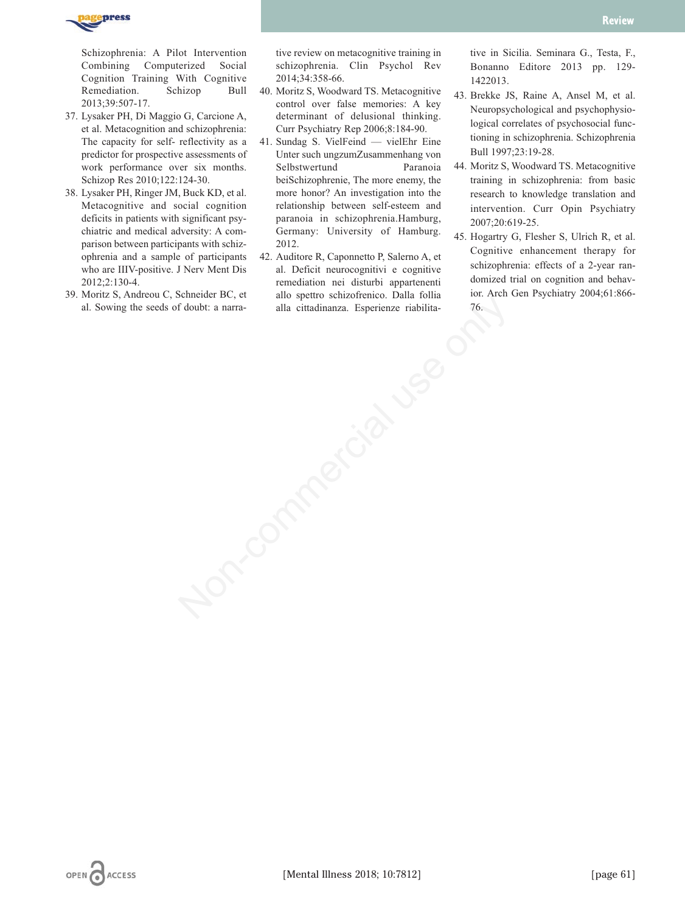Schizophrenia: A Pilot Intervention Combining Computerized Social Cognition Training With Cognitive Remediation. Schizop Bull 2013;39:507-17.

37. Lysaker PH, Di Maggio G, Carcione A, et al. Metacognition and schizophrenia: The capacity for self- reflectivity as a predictor for prospective assessments of work performance over six months. Schizop Res 2010;122:124-30.
38. Lysaker PH, Ringer JM, Buck KD, et al. Metacognitive and social cognition deficits in patients with significant psychiatric and medical adversity: A comparison between participants with schizophrenia and a sample of participants who are IIIV-positive. J Nerv Ment Dis 2012;2:130-4.
39. Moritz S, Andreou C, Schneider BC, et al. Sowing the seeds of doubt: a narrative review on metacognitive training in schizophrenia. Clin Psychol Rev 2014;34:358-66.
40. Moritz S, Woodward TS. Metacognitive control over false memories: A key determinant of delusional thinking. Curr Psychiatry Rep 2006;8:184-90.
41. Sundag S. VielFeind — vielEhr Eine Unter such ungzumZusammenhang von Selbstwertund Paranoia beiSchizophrenie, The more enemy, the more honor? An investigation into the relationship between self-esteem and paranoia in schizophrenia.Hamburg, Germany: University of Hamburg. 2012.
42. Auditore R, Caponnetto P, Salerno A, et al. Deficit neurocognitivi e cognitive remediation nei disturbi appartenenti allo spettro schizofrenico. Dalla follia alla cittadinanza. Esperienze riabilitative in Sicilia. Seminara G., Testa, F., Bonanno Editore 2013 pp. 129-1422013.
43. Brekke JS, Raine A, Ansel M, et al. Neuropsychological and psychophysiological correlates of psychosocial functioning in schizophrenia. Schizophrenia Bull 1997;23:19-28.
44. Moritz S, Woodward TS. Metacognitive training in schizophrenia: from basic research to knowledge translation and intervention. Curr Opin Psychiatry 2007;20:619-25.
45. Hogartry G, Flesher S, Ulrich R, et al. Cognitive enhancement therapy for schizophrenia: effects of a 2-year randomized trial on cognition and behavior. Arch Gen Psychiatry 2004;61:866-76.